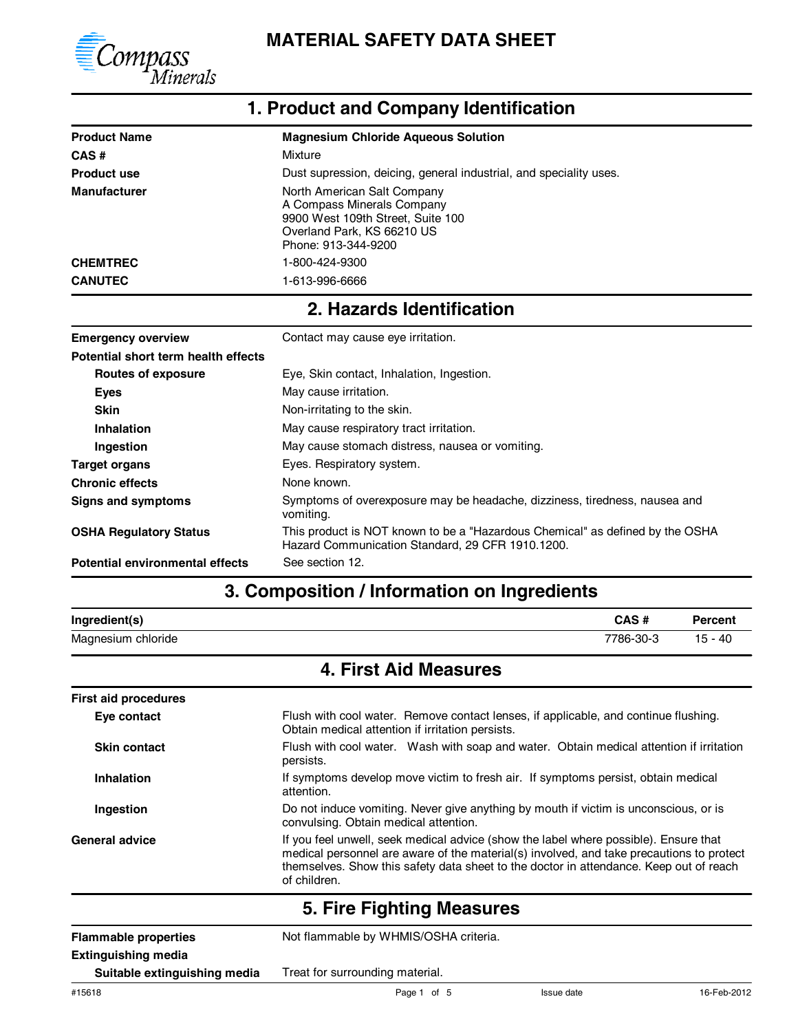# MATERIAL SAFETY DATA SHEET

## 1. Product and Company Identification

| | |
|---|---|
| **Product Name** | **Magnesium Chloride Aqueous Solution** |
| **CAS #** | Mixture |
| **Product use** | Dust supression, deicing, general industrial, and speciality uses. |
| **Manufacturer** | North American Salt Company<br>A Compass Minerals Company<br>9900 West 109th Street, Suite 100<br>Overland Park, KS 66210 US<br>Phone: 913-344-9200 |
| **CHEMTREC** | 1-800-424-9300 |
| **CANUTEC** | 1-613-996-6666 |

## 2. Hazards Identification

| | |
|---|---|
| **Emergency overview** | Contact may cause eye irritation. |
| **Potential short term health effects** | |
| **Routes of exposure** | Eye, Skin contact, Inhalation, Ingestion. |
| **Eyes** | May cause irritation. |
| **Skin** | Non-irritating to the skin. |
| **Inhalation** | May cause respiratory tract irritation. |
| **Ingestion** | May cause stomach distress, nausea or vomiting. |
| **Target organs** | Eyes. Respiratory system. |
| **Chronic effects** | None known. |
| **Signs and symptoms** | Symptoms of overexposure may be headache, dizziness, tiredness, nausea and vomiting. |
| **OSHA Regulatory Status** | This product is NOT known to be a "Hazardous Chemical" as defined by the OSHA Hazard Communication Standard, 29 CFR 1910.1200. |
| **Potential environmental effects** | See section 12. |

## 3. Composition / Information on Ingredients

| Ingredient(s) | CAS # | Percent |
|---|---|---|
| Magnesium chloride | 7786-30-3 | 15 - 40 |

## 4. First Aid Measures

| | |
|---|---|
| **First aid procedures** | |
| **Eye contact** | Flush with cool water. Remove contact lenses, if applicable, and continue flushing. Obtain medical attention if irritation persists. |
| **Skin contact** | Flush with cool water. Wash with soap and water. Obtain medical attention if irritation persists. |
| **Inhalation** | If symptoms develop move victim to fresh air. If symptoms persist, obtain medical attention. |
| **Ingestion** | Do not induce vomiting. Never give anything by mouth if victim is unconscious, or is convulsing. Obtain medical attention. |
| **General advice** | If you feel unwell, seek medical advice (show the label where possible). Ensure that medical personnel are aware of the material(s) involved, and take precautions to protect themselves. Show this safety data sheet to the doctor in attendance. Keep out of reach of children. |

## 5. Fire Fighting Measures

| | |
|---|---|
| **Flammable properties** | Not flammable by WHMIS/OSHA criteria. |
| **Extinguishing media** | |
| **Suitable extinguishing media** | Treat for surrounding material. |

#15618 — Issue date 16-Feb-2012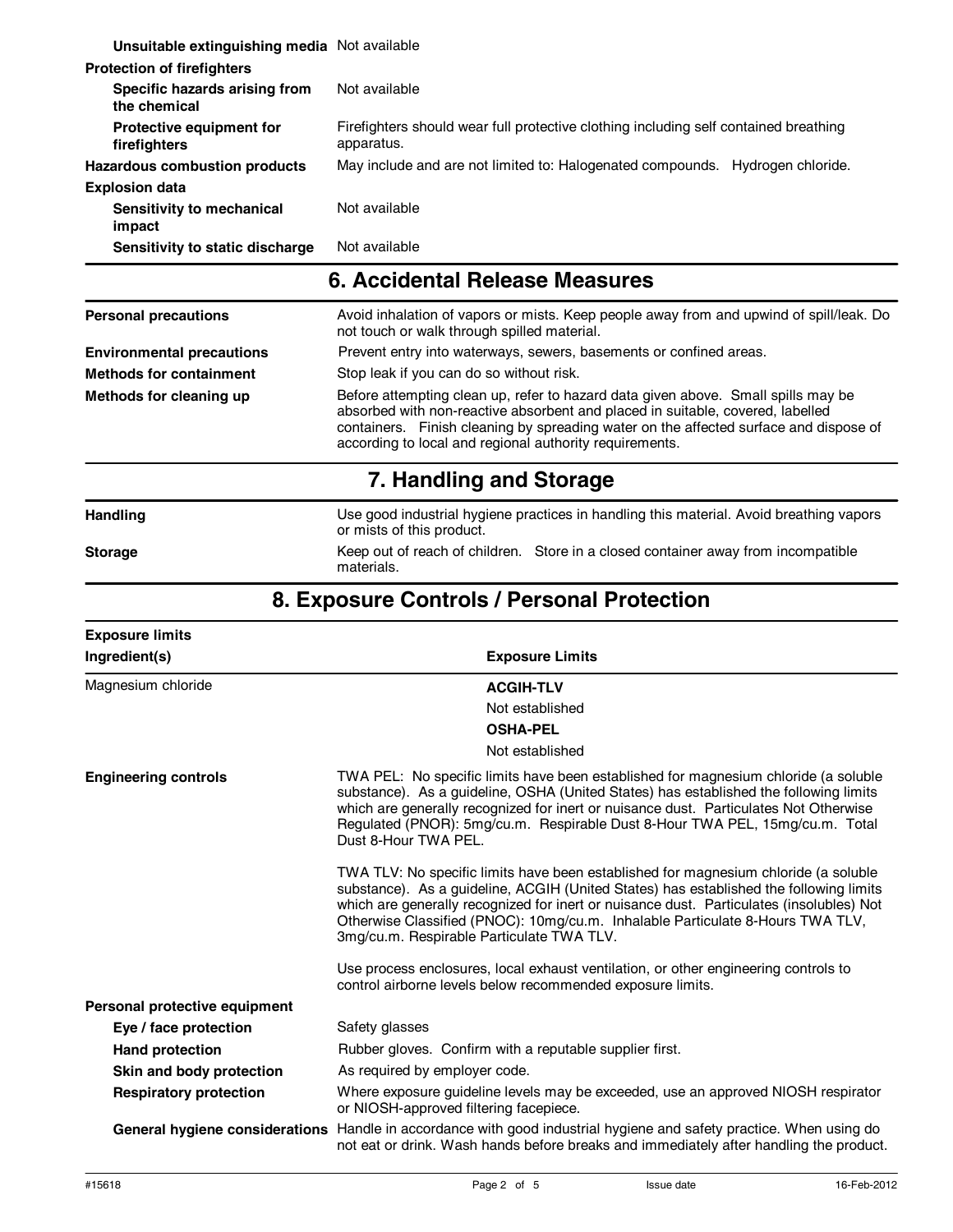| | |
|---|---|
| **Unsuitable extinguishing media** | Not available |
| **Protection of firefighters** | |
| **Specific hazards arising from the chemical** | Not available |
| **Protective equipment for firefighters** | Firefighters should wear full protective clothing including self contained breathing apparatus. |
| **Hazardous combustion products** | May include and are not limited to: Halogenated compounds. Hydrogen chloride. |
| **Explosion data** | |
| **Sensitivity to mechanical impact** | Not available |
| **Sensitivity to static discharge** | Not available |

## 6. Accidental Release Measures

| | |
|---|---|
| **Personal precautions** | Avoid inhalation of vapors or mists. Keep people away from and upwind of spill/leak. Do not touch or walk through spilled material. |
| **Environmental precautions** | Prevent entry into waterways, sewers, basements or confined areas. |
| **Methods for containment** | Stop leak if you can do so without risk. |
| **Methods for cleaning up** | Before attempting clean up, refer to hazard data given above. Small spills may be absorbed with non-reactive absorbent and placed in suitable, covered, labelled containers. Finish cleaning by spreading water on the affected surface and dispose of according to local and regional authority requirements. |

## 7. Handling and Storage

| | |
|---|---|
| **Handling** | Use good industrial hygiene practices in handling this material. Avoid breathing vapors or mists of this product. |
| **Storage** | Keep out of reach of children. Store in a closed container away from incompatible materials. |

## 8. Exposure Controls / Personal Protection

**Exposure limits**

| Ingredient(s) | Exposure Limits |
|---|---|
| Magnesium chloride | **ACGIH-TLV**<br>Not established<br>**OSHA-PEL**<br>Not established |

**Engineering controls**

TWA PEL: No specific limits have been established for magnesium chloride (a soluble substance). As a guideline, OSHA (United States) has established the following limits which are generally recognized for inert or nuisance dust. Particulates Not Otherwise Regulated (PNOR): 5mg/cu.m. Respirable Dust 8-Hour TWA PEL, 15mg/cu.m. Total Dust 8-Hour TWA PEL.

TWA TLV: No specific limits have been established for magnesium chloride (a soluble substance). As a guideline, ACGIH (United States) has established the following limits which are generally recognized for inert or nuisance dust. Particulates (insolubles) Not Otherwise Classified (PNOC): 10mg/cu.m. Inhalable Particulate 8-Hours TWA TLV, 3mg/cu.m. Respirable Particulate TWA TLV.

Use process enclosures, local exhaust ventilation, or other engineering controls to control airborne levels below recommended exposure limits.

**Personal protective equipment**

| | |
|---|---|
| **Eye / face protection** | Safety glasses |
| **Hand protection** | Rubber gloves. Confirm with a reputable supplier first. |
| **Skin and body protection** | As required by employer code. |
| **Respiratory protection** | Where exposure guideline levels may be exceeded, use an approved NIOSH respirator or NIOSH-approved filtering facepiece. |
| **General hygiene considerations** | Handle in accordance with good industrial hygiene and safety practice. When using do not eat or drink. Wash hands before breaks and immediately after handling the product. |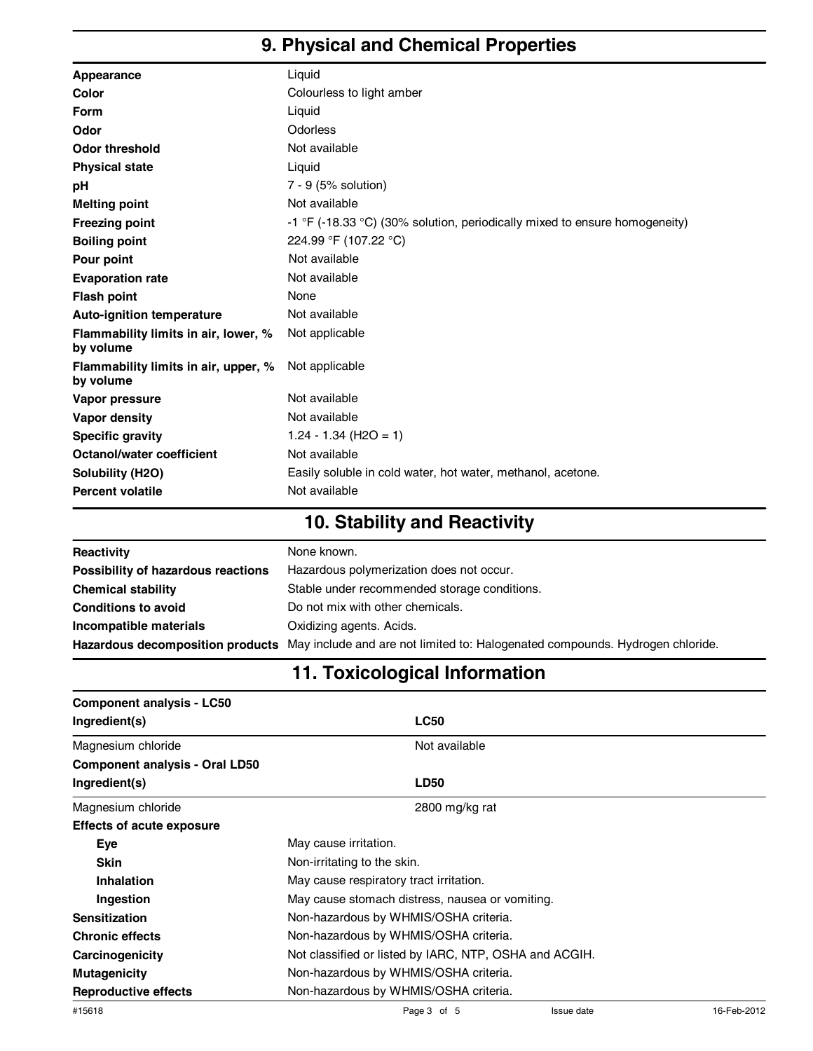## 9. Physical and Chemical Properties

| | |
|---|---|
| **Appearance** | Liquid |
| **Color** | Colourless to light amber |
| **Form** | Liquid |
| **Odor** | Odorless |
| **Odor threshold** | Not available |
| **Physical state** | Liquid |
| **pH** | 7 - 9 (5% solution) |
| **Melting point** | Not available |
| **Freezing point** | -1 °F (-18.33 °C) (30% solution, periodically mixed to ensure homogeneity) |
| **Boiling point** | 224.99 °F (107.22 °C) |
| **Pour point** | Not available |
| **Evaporation rate** | Not available |
| **Flash point** | None |
| **Auto-ignition temperature** | Not available |
| **Flammability limits in air, lower, % by volume** | Not applicable |
| **Flammability limits in air, upper, % by volume** | Not applicable |
| **Vapor pressure** | Not available |
| **Vapor density** | Not available |
| **Specific gravity** | 1.24 - 1.34 ($H_2O$ = 1) |
| **Octanol/water coefficient** | Not available |
| **Solubility (H2O)** | Easily soluble in cold water, hot water, methanol, acetone. |
| **Percent volatile** | Not available |

## 10. Stability and Reactivity

| | |
|---|---|
| **Reactivity** | None known. |
| **Possibility of hazardous reactions** | Hazardous polymerization does not occur. |
| **Chemical stability** | Stable under recommended storage conditions. |
| **Conditions to avoid** | Do not mix with other chemicals. |
| **Incompatible materials** | Oxidizing agents. Acids. |
| **Hazardous decomposition products** | May include and are not limited to: Halogenated compounds. Hydrogen chloride. |

## 11. Toxicological Information

**Component analysis - LC50**

| Ingredient(s) | LC50 |
|---|---|
| Magnesium chloride | Not available |

**Component analysis - Oral LD50**

| Ingredient(s) | LD50 |
|---|---|
| Magnesium chloride | 2800 mg/kg rat |

**Effects of acute exposure**

| | |
|---|---|
| **Eye** | May cause irritation. |
| **Skin** | Non-irritating to the skin. |
| **Inhalation** | May cause respiratory tract irritation. |
| **Ingestion** | May cause stomach distress, nausea or vomiting. |
| **Sensitization** | Non-hazardous by WHMIS/OSHA criteria. |
| **Chronic effects** | Non-hazardous by WHMIS/OSHA criteria. |
| **Carcinogenicity** | Not classified or listed by IARC, NTP, OSHA and ACGIH. |
| **Mutagenicity** | Non-hazardous by WHMIS/OSHA criteria. |
| **Reproductive effects** | Non-hazardous by WHMIS/OSHA criteria. |

#15618 Issue date 16-Feb-2012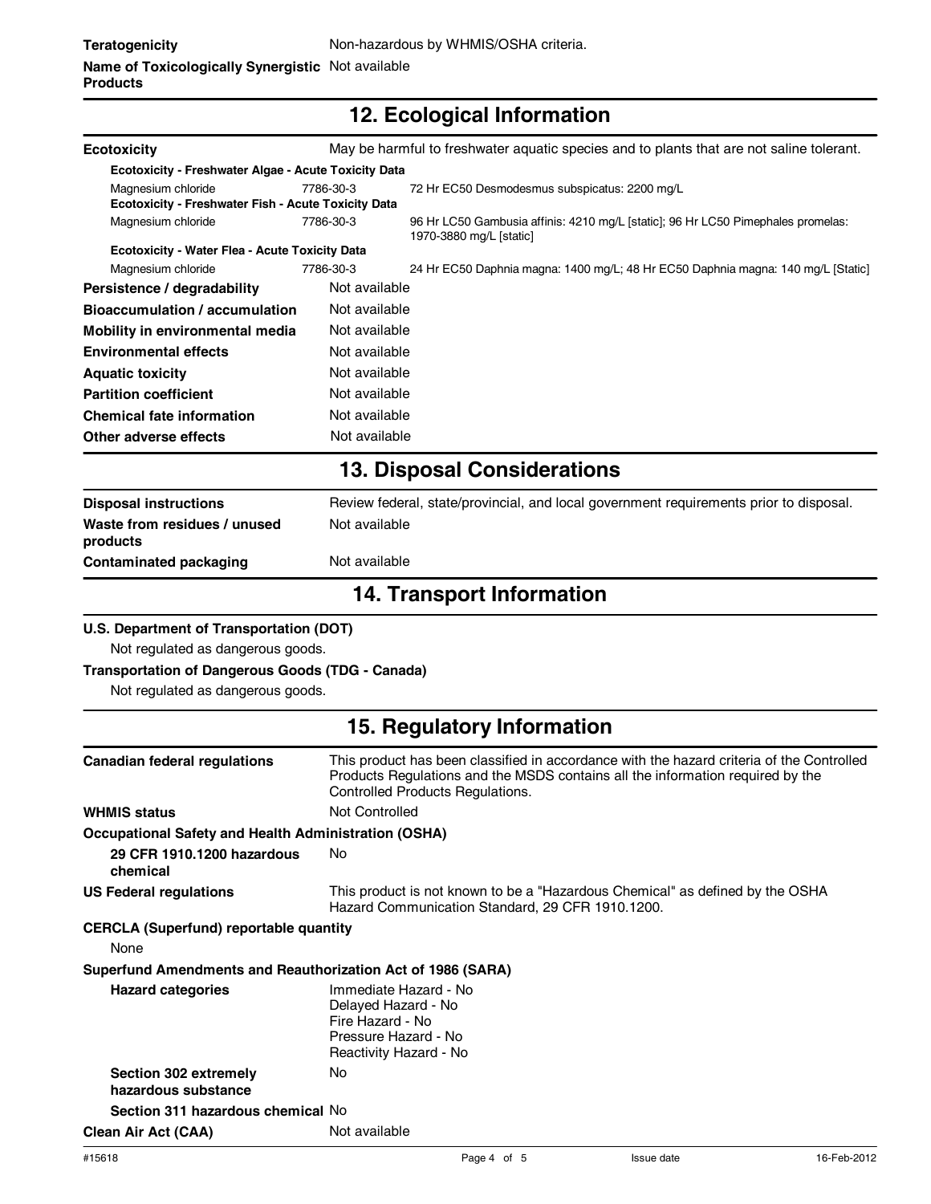| | |
|---|---|
| **Teratogenicity** | Non-hazardous by WHMIS/OSHA criteria. |
| **Name of Toxicologically Synergistic Products** | Not available |

## 12. Ecological Information

| | |
|---|---|
| **Ecotoxicity** | May be harmful to freshwater aquatic species and to plants that are not saline tolerant. |

**Ecotoxicity - Freshwater Algae - Acute Toxicity Data**

| | | |
|---|---|---|
| Magnesium chloride | 7786-30-3 | 72 Hr EC50 Desmodesmus subspicatus: 2200 mg/L |

**Ecotoxicity - Freshwater Fish - Acute Toxicity Data**

| | | |
|---|---|---|
| Magnesium chloride | 7786-30-3 | 96 Hr LC50 Gambusia affinis: 4210 mg/L [static]; 96 Hr LC50 Pimephales promelas: 1970-3880 mg/L [static] |

**Ecotoxicity - Water Flea - Acute Toxicity Data**

| | | |
|---|---|---|
| Magnesium chloride | 7786-30-3 | 24 Hr EC50 Daphnia magna: 1400 mg/L; 48 Hr EC50 Daphnia magna: 140 mg/L [Static] |

| | |
|---|---|
| **Persistence / degradability** | Not available |
| **Bioaccumulation / accumulation** | Not available |
| **Mobility in environmental media** | Not available |
| **Environmental effects** | Not available |
| **Aquatic toxicity** | Not available |
| **Partition coefficient** | Not available |
| **Chemical fate information** | Not available |
| **Other adverse effects** | Not available |

## 13. Disposal Considerations

| | |
|---|---|
| **Disposal instructions** | Review federal, state/provincial, and local government requirements prior to disposal. |
| **Waste from residues / unused products** | Not available |
| **Contaminated packaging** | Not available |

## 14. Transport Information

**U.S. Department of Transportation (DOT)**

Not regulated as dangerous goods.

**Transportation of Dangerous Goods (TDG - Canada)**

Not regulated as dangerous goods.

## 15. Regulatory Information

| | |
|---|---|
| **Canadian federal regulations** | This product has been classified in accordance with the hazard criteria of the Controlled Products Regulations and the MSDS contains all the information required by the Controlled Products Regulations. |
| **WHMIS status** | Not Controlled |

**Occupational Safety and Health Administration (OSHA)**

| | |
|---|---|
| **29 CFR 1910.1200 hazardous chemical** | No |
| **US Federal regulations** | This product is not known to be a "Hazardous Chemical" as defined by the OSHA Hazard Communication Standard, 29 CFR 1910.1200. |

**CERCLA (Superfund) reportable quantity**

None

**Superfund Amendments and Reauthorization Act of 1986 (SARA)**

| | |
|---|---|
| **Hazard categories** | Immediate Hazard - No<br>Delayed Hazard - No<br>Fire Hazard - No<br>Pressure Hazard - No<br>Reactivity Hazard - No |
| **Section 302 extremely hazardous substance** | No |
| **Section 311 hazardous chemical** | No |
| **Clean Air Act (CAA)** | Not available |

#15618 Issue date 16-Feb-2012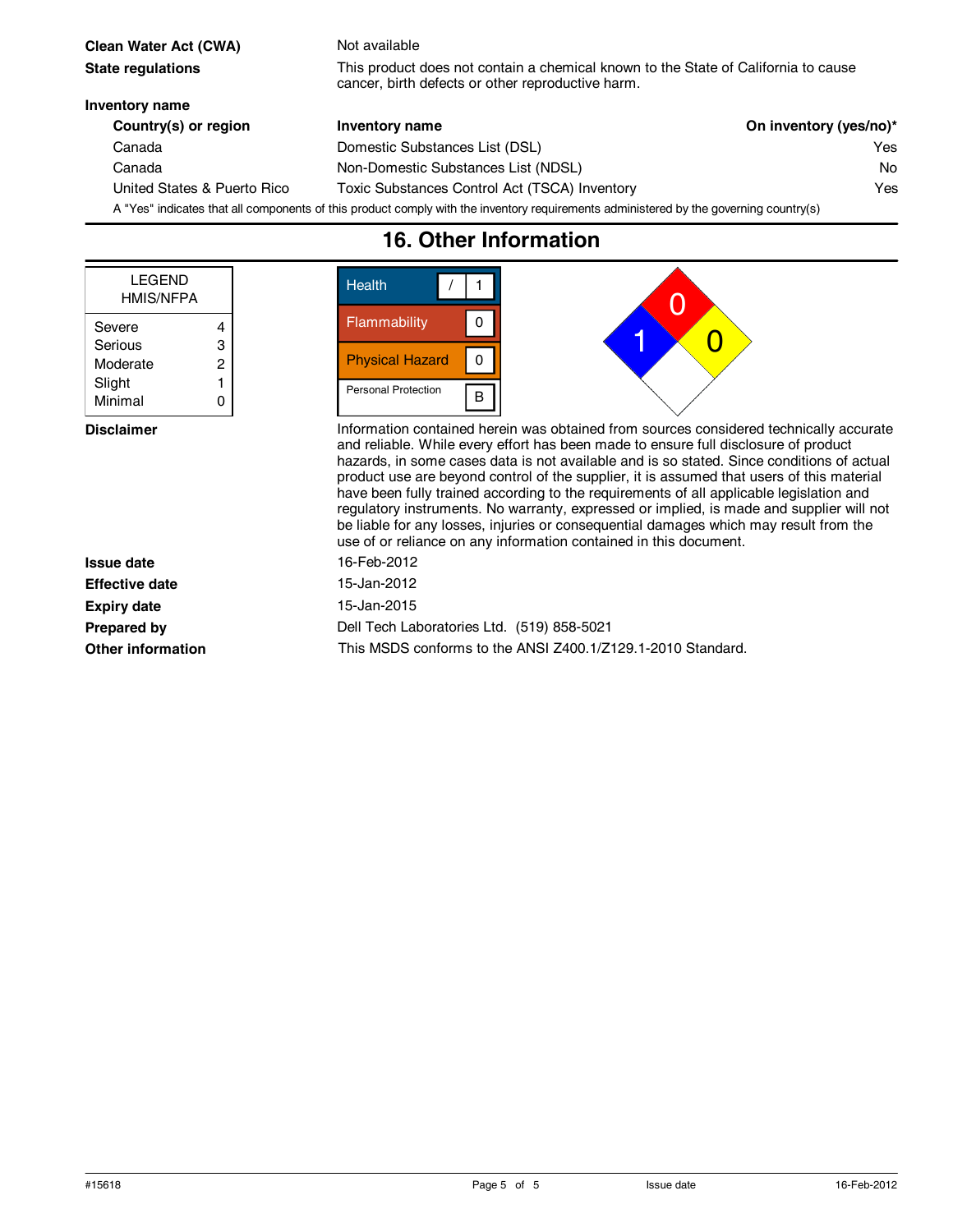**Clean Water Act (CWA)** Not available

**State regulations** This product does not contain a chemical known to the State of California to cause cancer, birth defects or other reproductive harm.

**Inventory name**

| Country(s) or region | Inventory name | On inventory (yes/no)* |
|---|---|---|
| Canada | Domestic Substances List (DSL) | Yes |
| Canada | Non-Domestic Substances List (NDSL) | No |
| United States & Puerto Rico | Toxic Substances Control Act (TSCA) Inventory | Yes |

A "Yes" indicates that all components of this product comply with the inventory requirements administered by the governing country(s)

## 16. Other Information

| LEGEND HMIS/NFPA | |
|---|---|
| Severe | 4 |
| Serious | 3 |
| Moderate | 2 |
| Slight | 1 |
| Minimal | 0 |

| HMIS | | |
|---|---|---|
| Health | / | 1 |
| Flammability | | 0 |
| Physical Hazard | | 0 |
| Personal Protection | | B |

NFPA: 0 (top), 1 (left), 0 (right)

**Disclaimer** Information contained herein was obtained from sources considered technically accurate and reliable. While every effort has been made to ensure full disclosure of product hazards, in some cases data is not available and is so stated. Since conditions of actual product use are beyond control of the supplier, it is assumed that users of this material have been fully trained according to the requirements of all applicable legislation and regulatory instruments. No warranty, expressed or implied, is made and supplier will not be liable for any losses, injuries or consequential damages which may result from the use of or reliance on any information contained in this document.

**Issue date** 16-Feb-2012

**Effective date** 15-Jan-2012

**Expiry date** 15-Jan-2015

**Prepared by** Dell Tech Laboratories Ltd. (519) 858-5021

**Other information** This MSDS conforms to the ANSI Z400.1/Z129.1-2010 Standard.